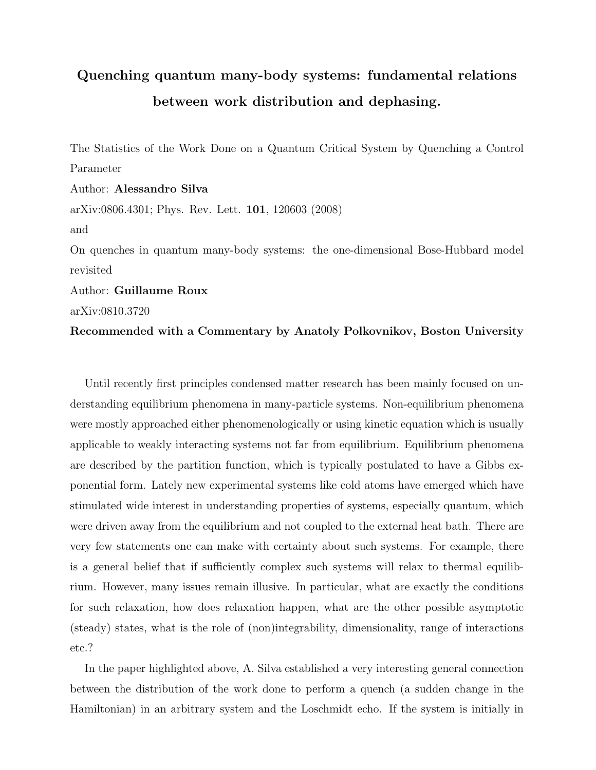# Quenching quantum many-body systems: fundamental relations between work distribution and dephasing.

The Statistics of the Work Done on a Quantum Critical System by Quenching a Control Parameter

Author: **Alessandro Silva**

arXiv:0806.4301; Phys. Rev. Lett. **101**, 120603 (2008)

and

On quenches in quantum many-body systems: the one-dimensional Bose-Hubbard model revisited

Author: **Guillaume Roux**

arXiv:0810.3720

**Recommended with a Commentary by Anatoly Polkovnikov, Boston University**

Until recently first principles condensed matter research has been mainly focused on understanding equilibrium phenomena in many-particle systems. Non-equilibrium phenomena were mostly approached either phenomenologically or using kinetic equation which is usually applicable to weakly interacting systems not far from equilibrium. Equilibrium phenomena are described by the partition function, which is typically postulated to have a Gibbs exponential form. Lately new experimental systems like cold atoms have emerged which have stimulated wide interest in understanding properties of systems, especially quantum, which were driven away from the equilibrium and not coupled to the external heat bath. There are very few statements one can make with certainty about such systems. For example, there is a general belief that if sufficiently complex such systems will relax to thermal equilibrium. However, many issues remain illusive. In particular, what are exactly the conditions for such relaxation, how does relaxation happen, what are the other possible asymptotic (steady) states, what is the role of (non)integrability, dimensionality, range of interactions etc.?

In the paper highlighted above, A. Silva established a very interesting general connection between the distribution of the work done to perform a quench (a sudden change in the Hamiltonian) in an arbitrary system and the Loschmidt echo. If the system is initially in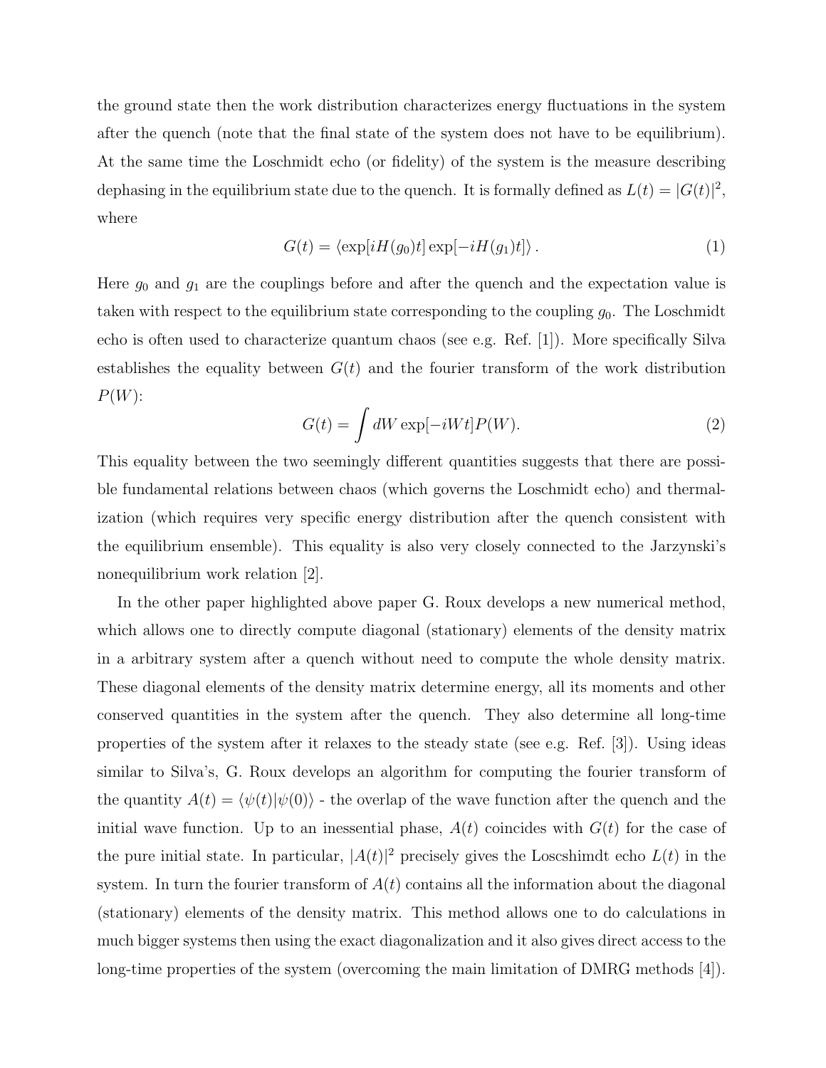the ground state then the work distribution characterizes energy fluctuations in the system after the quench (note that the final state of the system does not have to be equilibrium). At the same time the Loschmidt echo (or fidelity) of the system is the measure describing dephasing in the equilibrium state due to the quench. It is formally defined as $L(t) = |G(t)|^2$, where

$$G(t) = \langle \exp[iH(g_0)t] \exp[-iH(g_1)t] \rangle \,. \tag{1}$$

Here $g_0$ and $g_1$ are the couplings before and after the quench and the expectation value is taken with respect to the equilibrium state corresponding to the coupling $g_0$. The Loschmidt echo is often used to characterize quantum chaos (see e.g. Ref. [1]). More specifically Silva establishes the equality between $G(t)$ and the fourier transform of the work distribution $P(W)$:

$$G(t) = \int dW \exp[-iWt] P(W). \tag{2}$$

This equality between the two seemingly different quantities suggests that there are possible fundamental relations between chaos (which governs the Loschmidt echo) and thermalization (which requires very specific energy distribution after the quench consistent with the equilibrium ensemble). This equality is also very closely connected to the Jarzynski's nonequilibrium work relation [2].

In the other paper highlighted above paper G. Roux develops a new numerical method, which allows one to directly compute diagonal (stationary) elements of the density matrix in a arbitrary system after a quench without need to compute the whole density matrix. These diagonal elements of the density matrix determine energy, all its moments and other conserved quantities in the system after the quench. They also determine all long-time properties of the system after it relaxes to the steady state (see e.g. Ref. [3]). Using ideas similar to Silva's, G. Roux develops an algorithm for computing the fourier transform of the quantity $A(t) = \langle \psi(t) | \psi(0) \rangle$ - the overlap of the wave function after the quench and the initial wave function. Up to an inessential phase, $A(t)$ coincides with $G(t)$ for the case of the pure initial state. In particular, $|A(t)|^2$ precisely gives the Loscshimdt echo $L(t)$ in the system. In turn the fourier transform of $A(t)$ contains all the information about the diagonal (stationary) elements of the density matrix. This method allows one to do calculations in much bigger systems then using the exact diagonalization and it also gives direct access to the long-time properties of the system (overcoming the main limitation of DMRG methods [4]).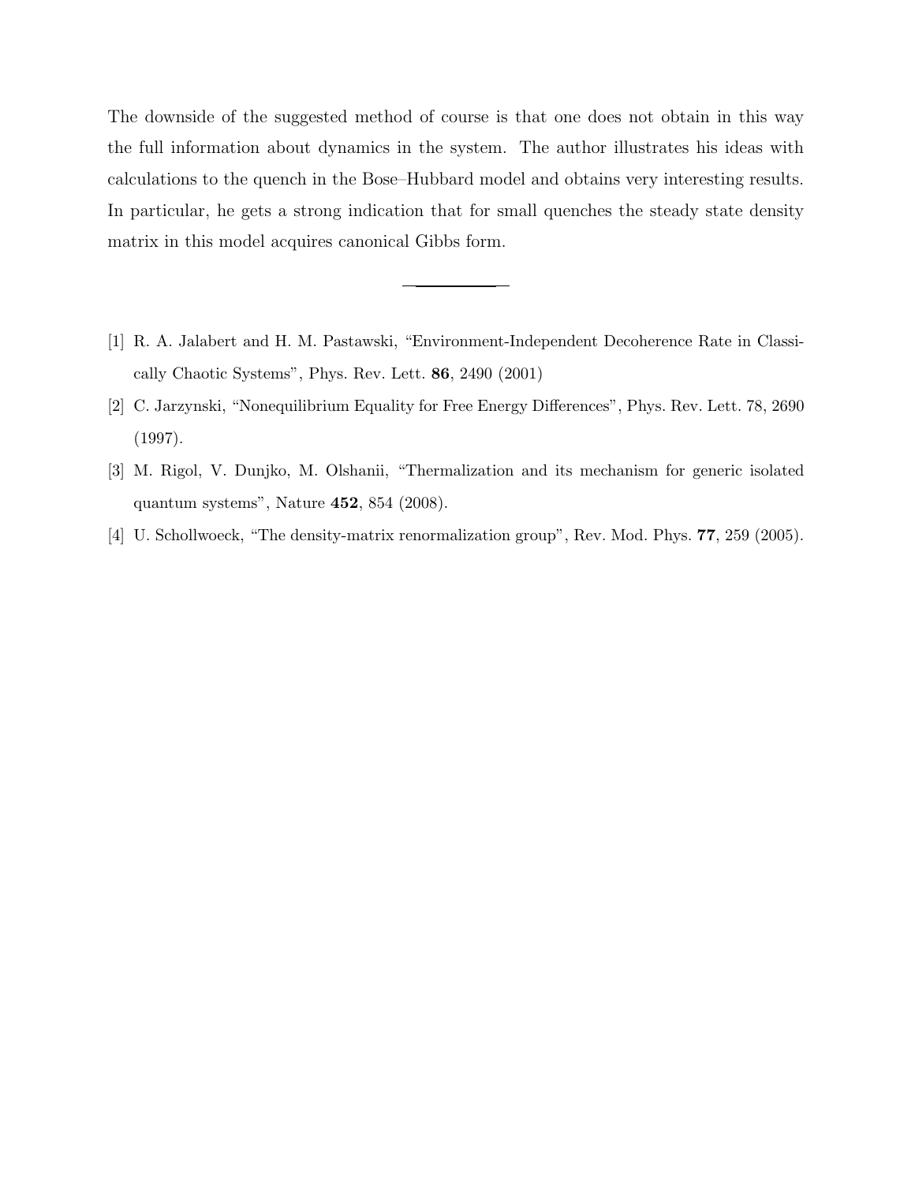The downside of the suggested method of course is that one does not obtain in this way the full information about dynamics in the system. The author illustrates his ideas with calculations to the quench in the Bose–Hubbard model and obtains very interesting results. In particular, he gets a strong indication that for small quenches the steady state density matrix in this model acquires canonical Gibbs form.

---

[1] R. A. Jalabert and H. M. Pastawski, "Environment-Independent Decoherence Rate in Classically Chaotic Systems", Phys. Rev. Lett. **86**, 2490 (2001)

[2] C. Jarzynski, "Nonequilibrium Equality for Free Energy Differences", Phys. Rev. Lett. 78, 2690 (1997).

[3] M. Rigol, V. Dunjko, M. Olshanii, "Thermalization and its mechanism for generic isolated quantum systems", Nature **452**, 854 (2008).

[4] U. Schollwoeck, "The density-matrix renormalization group", Rev. Mod. Phys. **77**, 259 (2005).